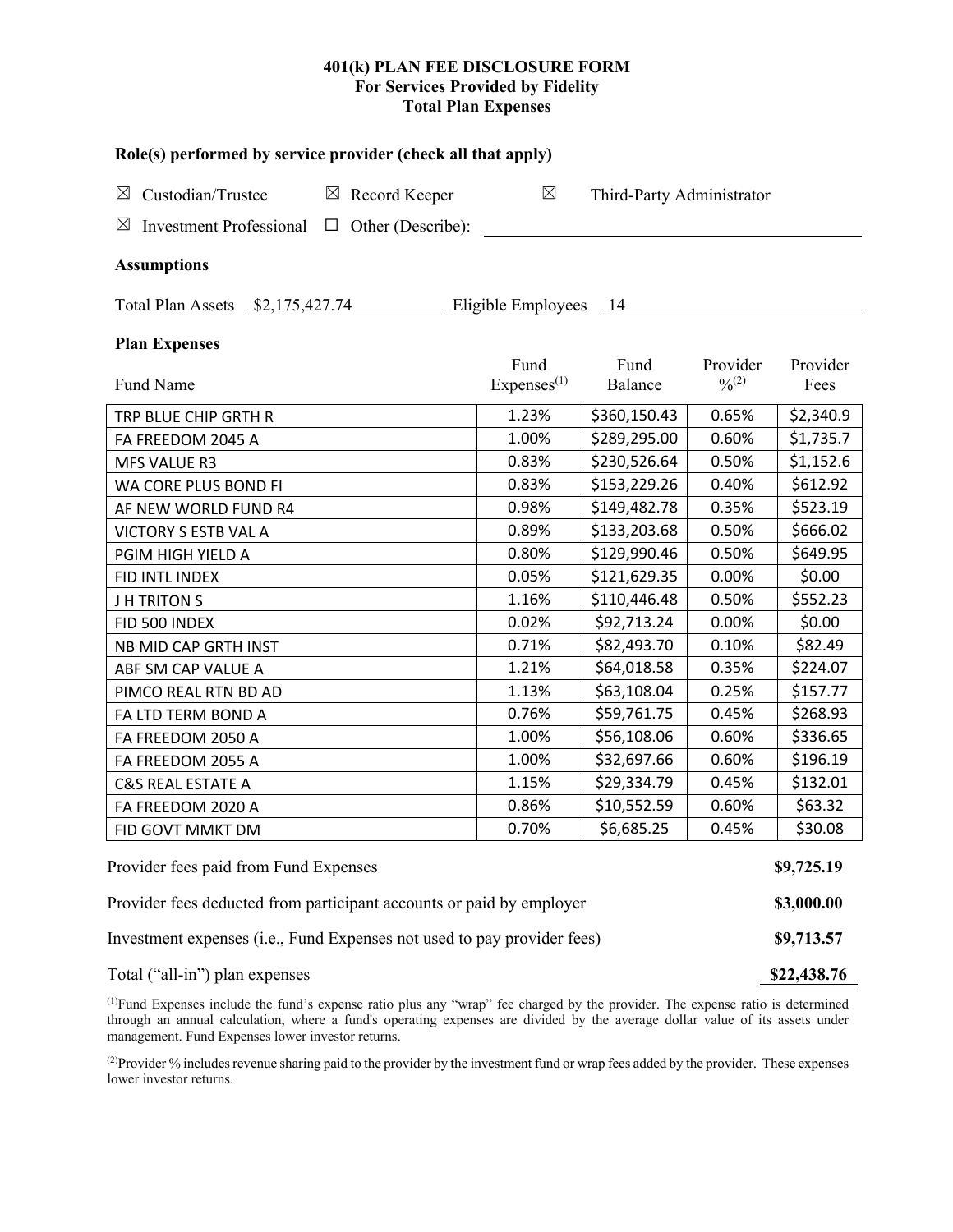# 401(k) PLAN FEE DISCLOSURE FORM
## For Services Provided by Fidelity
## Total Plan Expenses

**Role(s) performed by service provider (check all that apply)**

☒ Custodian/Trustee ☒ Record Keeper ☒ Third-Party Administrator

☒ Investment Professional ☐ Other (Describe): ______

**Assumptions**

Total Plan Assets $2,175,427.74 Eligible Employees 14

**Plan Expenses**

| Fund Name | Fund Expenses[1] | Fund Balance | Provider %[2] | Provider Fees |
|---|---|---|---|---|
| TRP BLUE CHIP GRTH R | 1.23% | $360,150.43 | 0.65% | $2,340.9 |
| FA FREEDOM 2045 A | 1.00% | $289,295.00 | 0.60% | $1,735.7 |
| MFS VALUE R3 | 0.83% | $230,526.64 | 0.50% | $1,152.6 |
| WA CORE PLUS BOND FI | 0.83% | $153,229.26 | 0.40% | $612.92 |
| AF NEW WORLD FUND R4 | 0.98% | $149,482.78 | 0.35% | $523.19 |
| VICTORY S ESTB VAL A | 0.89% | $133,203.68 | 0.50% | $666.02 |
| PGIM HIGH YIELD A | 0.80% | $129,990.46 | 0.50% | $649.95 |
| FID INTL INDEX | 0.05% | $121,629.35 | 0.00% | $0.00 |
| J H TRITON S | 1.16% | $110,446.48 | 0.50% | $552.23 |
| FID 500 INDEX | 0.02% | $92,713.24 | 0.00% | $0.00 |
| NB MID CAP GRTH INST | 0.71% | $82,493.70 | 0.10% | $82.49 |
| ABF SM CAP VALUE A | 1.21% | $64,018.58 | 0.35% | $224.07 |
| PIMCO REAL RTN BD AD | 1.13% | $63,108.04 | 0.25% | $157.77 |
| FA LTD TERM BOND A | 0.76% | $59,761.75 | 0.45% | $268.93 |
| FA FREEDOM 2050 A | 1.00% | $56,108.06 | 0.60% | $336.65 |
| FA FREEDOM 2055 A | 1.00% | $32,697.66 | 0.60% | $196.19 |
| C&S REAL ESTATE A | 1.15% | $29,334.79 | 0.45% | $132.01 |
| FA FREEDOM 2020 A | 0.86% | $10,552.59 | 0.60% | $63.32 |
| FID GOVT MMKT DM | 0.70% | $6,685.25 | 0.45% | $30.08 |

| | |
|---|---|
| Provider fees paid from Fund Expenses | **$9,725.19** |
| Provider fees deducted from participant accounts or paid by employer | **$3,000.00** |
| Investment expenses (i.e., Fund Expenses not used to pay provider fees) | **$9,713.57** |
| Total ("all-in") plan expenses | **$22,438.76** |

[1]Fund Expenses include the fund's expense ratio plus any "wrap" fee charged by the provider. The expense ratio is determined through an annual calculation, where a fund's operating expenses are divided by the average dollar value of its assets under management. Fund Expenses lower investor returns.

[2]Provider % includes revenue sharing paid to the provider by the investment fund or wrap fees added by the provider. These expenses lower investor returns.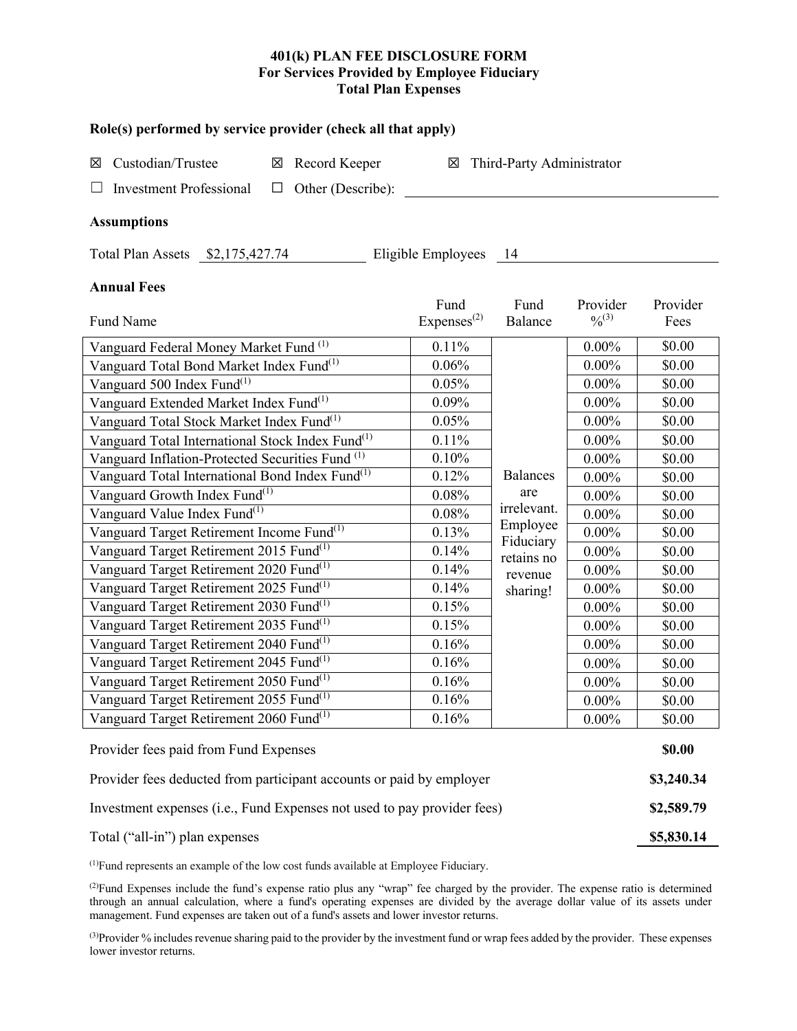# 401(k) PLAN FEE DISCLOSURE FORM
## For Services Provided by Employee Fiduciary
## Total Plan Expenses

### Role(s) performed by service provider (check all that apply)

☒ Custodian/Trustee ☒ Record Keeper ☒ Third-Party Administrator

☐ Investment Professional ☐ Other (Describe): ____________

### Assumptions

Total Plan Assets $2,175,427.74 Eligible Employees 14

### Annual Fees

| Fund Name | Fund Expenses[2] | Fund Balance | Provider %[3] | Provider Fees |
|---|---|---|---|---|
| Vanguard Federal Money Market Fund [1] | 0.11% | Balances are irrelevant. Employee Fiduciary retains no revenue sharing! | 0.00% | $0.00 |
| Vanguard Total Bond Market Index Fund[1] | 0.06% | | 0.00% | $0.00 |
| Vanguard 500 Index Fund[1] | 0.05% | | 0.00% | $0.00 |
| Vanguard Extended Market Index Fund[1] | 0.09% | | 0.00% | $0.00 |
| Vanguard Total Stock Market Index Fund[1] | 0.05% | | 0.00% | $0.00 |
| Vanguard Total International Stock Index Fund[1] | 0.11% | | 0.00% | $0.00 |
| Vanguard Inflation-Protected Securities Fund [1] | 0.10% | | 0.00% | $0.00 |
| Vanguard Total International Bond Index Fund[1] | 0.12% | | 0.00% | $0.00 |
| Vanguard Growth Index Fund[1] | 0.08% | | 0.00% | $0.00 |
| Vanguard Value Index Fund[1] | 0.08% | | 0.00% | $0.00 |
| Vanguard Target Retirement Income Fund[1] | 0.13% | | 0.00% | $0.00 |
| Vanguard Target Retirement 2015 Fund[1] | 0.14% | | 0.00% | $0.00 |
| Vanguard Target Retirement 2020 Fund[1] | 0.14% | | 0.00% | $0.00 |
| Vanguard Target Retirement 2025 Fund[1] | 0.14% | | 0.00% | $0.00 |
| Vanguard Target Retirement 2030 Fund[1] | 0.15% | | 0.00% | $0.00 |
| Vanguard Target Retirement 2035 Fund[1] | 0.15% | | 0.00% | $0.00 |
| Vanguard Target Retirement 2040 Fund[1] | 0.16% | | 0.00% | $0.00 |
| Vanguard Target Retirement 2045 Fund[1] | 0.16% | | 0.00% | $0.00 |
| Vanguard Target Retirement 2050 Fund[1] | 0.16% | | 0.00% | $0.00 |
| Vanguard Target Retirement 2055 Fund[1] | 0.16% | | 0.00% | $0.00 |
| Vanguard Target Retirement 2060 Fund[1] | 0.16% | | 0.00% | $0.00 |

| | |
|---|---|
| Provider fees paid from Fund Expenses | **$0.00** |
| Provider fees deducted from participant accounts or paid by employer | **$3,240.34** |
| Investment expenses (i.e., Fund Expenses not used to pay provider fees) | **$2,589.79** |
| Total ("all-in") plan expenses | **$5,830.14** |

[1]Fund represents an example of the low cost funds available at Employee Fiduciary.

[2]Fund Expenses include the fund's expense ratio plus any "wrap" fee charged by the provider. The expense ratio is determined through an annual calculation, where a fund's operating expenses are divided by the average dollar value of its assets under management. Fund expenses are taken out of a fund's assets and lower investor returns.

[3]Provider % includes revenue sharing paid to the provider by the investment fund or wrap fees added by the provider. These expenses lower investor returns.